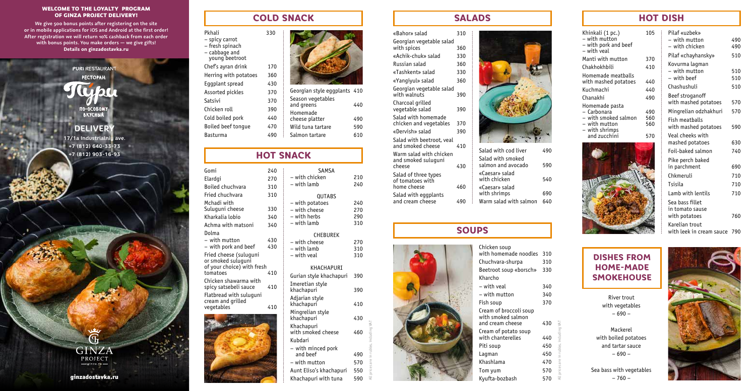## WELCOME TO THE LOYALTY PROGRAM OF GINZA PROJECT DELIVERY!

**We give 500 bonus points after registering on the site or in mobile applications for iOS and Android at the first order! After registration we will return 10% cashback from each order with bonus points. You make orders — we give gifts! Details on ginzadostavka.ru**

PURI RESTAURANT

РЕСТОРАН

Пури

ПО-ОСОБОМУ ВКУСНЫЙ

**DELIVERY**

17/1a Industrialniy ave.

+7 (812) 640-33-73

+7 (812) 903-16-93

GINZA PROJECT

ginza.ru

**ginzadostavka.ru**

## COLD SNACK

| Dish | Price |
|---|---|
| Pkhali<br>– spicy carrot<br>– fresh spinach<br>– cabbage and young beetroot | 330 |
| Chef's ayran drink | 170 |
| Herring with potatoes | 360 |
| Eggplant spread | 430 |
| Assorted pickles | 370 |
| Satsivi | 370 |
| Chicken roll | 390 |
| Cold boiled pork | 440 |
| Boiled beef tongue | 470 |
| Basturma | 490 |
| Georgian style eggplants | 410 |
| Season vegetables and greens | 440 |
| Homemade cheese platter | 490 |
| Wild tuna tartare | 590 |
| Salmon tartare | 610 |

## HOT SNACK

| Dish | Price |
|---|---|
| Gomi | 240 |
| Elardgi | 270 |
| Boiled chuchvara | 310 |
| Fried chuchvara | 310 |
| Mchadi with Suluguni cheese | 330 |
| Kharkalia lobio | 340 |
| Achma with matsoni | 340 |
| Dolma | |
| – with mutton | 430 |
| – with pork and beef | 430 |
| Fried cheese (suluguni or smoked suluguni of your choice) with fresh tomatoes | 410 |
| Chicken shawarma with spicy satsebeli sauce | 410 |
| Flatbread with suluguni cream and grilled vegetables | 410 |

**SAMSA**

| Dish | Price |
|---|---|
| – with chicken | 210 |
| – with lamb | 240 |

**QUTABS**

| Dish | Price |
|---|---|
| – with potatoes | 240 |
| – with cheese | 270 |
| – with herbs | 290 |
| – with lamb | 310 |

**CHEBUREK**

| Dish | Price |
|---|---|
| – with cheese | 270 |
| – with lamb | 310 |
| – with veal | 310 |

**KHACHAPURI**

| Dish | Price |
|---|---|
| Gurian style khachapuri | 390 |
| Imeretian style khachapuri | 390 |
| Adjarian style khachapuri | 410 |
| Mingrelian style khachapuri | 430 |
| Khachapuri with smoked cheese | 460 |
| Kubdari | |
| – with minced pork and beef | 490 |
| – with mutton | 570 |
| Aunt Eliso's khachapuri | 550 |
| Khachapuri with tuna | 590 |

All prices are in rubles, including VAT

## SALADS

| Dish | Price |
|---|---|
| «Bahor» salad | 310 |
| Georgian vegetable salad with spices | 360 |
| «Achik-chuk» salad | 330 |
| Russian salad | 360 |
| «Tashkent» salad | 330 |
| «Yangiyul» salad | 360 |
| Georgian vegetable salad with walnuts | 390 |
| Charcoal grilled vegetable salad | 390 |
| Salad with homemade chicken and vegetables | 370 |
| «Dervish» salad | 390 |
| Salad with beetroot, veal and smoked cheese | 410 |
| Warm salad with chicken and smoked suluguni cheese | 430 |
| Salad of three types of tomatoes with home cheese | 460 |
| Salad with eggplants and cream cheese | 490 |
| Salad with cod liver | 490 |
| Salad with smoked salmon and avocado | 590 |
| «Caesar» salad with chicken | 540 |
| «Caesar» salad with shrimps | 690 |
| Warm salad with salmon | 640 |

## SOUPS

| Dish | Price |
|---|---|
| Chicken soup with homemade noodles | 310 |
| Chuchvara-shurpa | 310 |
| Beetroot soup «borsch» | 330 |
| Kharcho | |
| – with veal | 340 |
| – with mutton | 340 |
| Fish soup | 370 |
| Cream of broccoli soup with smoked salmon and cream cheese | 430 |
| Cream of potato soup with chanterelles | 440 |
| Piti soup | 450 |
| Lagman | 450 |
| Khashlama | 470 |
| Tom yum | 570 |
| Kyufta-bozbash | 570 |

All prices are in rubles, including VAT

## HOT DISH

| Dish | Price |
|---|---|
| Khinkali (1 pc.)<br>– with mutton<br>– with pork and beef<br>– with veal | 105 |
| Manti with mutton | 370 |
| Chakhokhbili | 410 |
| Homemade meatballs with mashed potatoes | 440 |
| Kuchmachi | 440 |
| Chanakhi | 490 |
| Homemade pasta | |
| – Carbonara | 490 |
| – with smoked salmon | 560 |
| – with mutton | 560 |
| – with shrimps and zucchini | 570 |
| Pilaf «uzbek» | |
| – with mutton | 490 |
| – with chicken | 490 |
| Pilaf «chayhansky» | 510 |
| Kovurma lagman | |
| – with mutton | 510 |
| – with beef | 510 |
| Chashushuli | 510 |
| Beef stroganoff with mashed potatoes | 570 |
| Mingrelian odzhakhuri | 570 |
| Fish meatballs with mashed potatoes | 590 |
| Veal cheeks with mashed potatoes | 630 |
| Foil-baked salmon | 740 |
| Pike perch baked in parchment | 690 |
| Chkmeruli | 710 |
| Tsisila | 710 |
| Lamb with lentils | 710 |
| Sea bass fillet in tomato sause with potatoes | 760 |
| Karelian trout with leek in cream sauce | 790 |

## DISHES FROM HOME-MADE SMOKEHOUSE

River trout with vegetables
– 690 –

Mackerel with boiled potatoes and tartar sauce
– 690 –

Sea bass with vegetables
– 760 –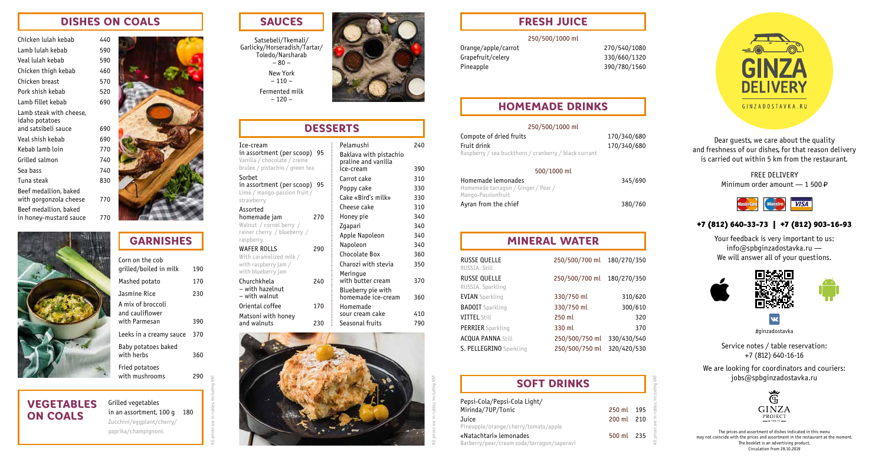## DISHES ON COALS

| | |
|---|---|
| Chicken lulah kebab | 440 |
| Lamb lulah kebab | 590 |
| Veal lulah kebab | 590 |
| Chicken thigh kebab | 460 |
| Chicken breast | 570 |
| Pork shish kebab | 520 |
| Lamb fillet kebab | 690 |
| Lamb steak with cheese, idaho potatoes and satsibeli sauce | 690 |
| Veal shish kebab | 690 |
| Kebab lamb loin | 770 |
| Grilled salmon | 740 |
| Sea bass | 740 |
| Tuna steak | 830 |
| Beef medallion, baked with gorgonzola cheese | 770 |
| Beef medallion, baked in honey-mustard sauce | 770 |

## GARNISHES

| | |
|---|---|
| Corn on the cob grilled/boiled in milk | 190 |
| Mashed potato | 170 |
| Jasmine Rice | 230 |
| A mix of broccoli and cauliflower with Parmesan | 390 |
| Leeks in a creamy sauce | 370 |
| Baby potatoes baked with herbs | 360 |
| Fried potatoes with mushrooms | 290 |

## VEGETABLES ON COALS

| | |
|---|---|
| Grilled vegetables in an assortment, 100 g<br>Zucchini/eggplant/cherry/paprika/champignons | 180 |

All prices are in rubles, including VAT

## SAUCES

Satsebeli/Tkemali/Garlicky/Horseradish/Tartar/Toledo/Narsharab
– 80 –

New York
– 110 –

Fermented milk
– 120 –

## DESSERTS

| | |
|---|---|
| Ice-cream in assortment (per scoop)<br>Vanilla / chocolate / creme brulee / pistachio / green tea | 95 |
| Sorbet in assortment (per scoop)<br>Lime / mango-passion fruit / strawberry | 95 |
| Assorted homemade jam<br>Walnut / cornel berry / rainer cherry / blueberry / raspberry | 270 |
| WAFER ROLLS<br>With caramelized milk / with raspberry jam / with blueberry jam | 290 |
| Churchkhela<br>– with hazelnut<br>– with walnut | 240 |
| Oriental coffee | 170 |
| Matsoni with honey and walnuts | 230 |
| Pelamushi | 240 |
| Baklava with pistachio praline and vanilla ice-cream | 390 |
| Carrot cake | 310 |
| Poppy cake | 330 |
| Cake «Bird's milk» | 330 |
| Cheese cake | 310 |
| Honey pie | 340 |
| Zgapari | 340 |
| Apple Napoleon | 340 |
| Napoleon | 340 |
| Chocolate Box | 360 |
| Charozi with stevia | 350 |
| Meringue with butter cream | 370 |
| Blueberry pie with homemade ice-cream | 360 |
| Homemade sour cream cake | 410 |
| Seasonal fruits | 790 |

All prices are in rubles, including VAT

## FRESH JUICE

250/500/1000 ml

| | |
|---|---|
| Orange/apple/carrot | 270/540/1080 |
| Grapefruit/celery | 330/660/1320 |
| Pineapple | 390/780/1560 |

## HOMEMADE DRINKS

250/500/1000 ml

| | |
|---|---|
| Compote of dried fruits | 170/340/680 |
| Fruit drink<br>Raspberry / sea buckthorn / cranberry / black currant | 170/340/680 |

500/1000 ml

| | |
|---|---|
| Homemade lemonades<br>Homemade tarragon / Ginger / Pear / Mango-Passionfruit | 345/690 |
| Ayran from the chief | 380/760 |

## MINERAL WATER

| | | |
|---|---|---|
| RUSSE QUELLE<br>RUSSIA. Still | 250/500/700 ml | 180/270/350 |
| RUSSE QUELLE<br>RUSSIA. Sparkling | 250/500/700 ml | 180/270/350 |
| EVIAN Sparkling | 330/750 ml | 310/620 |
| BADOIT Sparkling | 330/750 ml | 300/610 |
| VITTEL Still | 250 ml | 320 |
| PERRIER Sparkling | 330 ml | 370 |
| ACQUA PANNA Still | 250/500/750 ml | 330/430/540 |
| S. PELLEGRINO Sparkling | 250/500/750 ml | 320/420/530 |

## SOFT DRINKS

| | | |
|---|---|---|
| Pepsi-Cola/Pepsi-Cola Light/Mirinda/7UP/Tonic | 250 ml | 195 |
| Juice<br>Pineapple/orange/cherry/tomato/apple | 200 ml | 210 |
| «Natachtari» lemonades<br>Barberry/pear/cream soda/tarragon/saperavi | 500 ml | 235 |

All prices are in rubles, including VAT

GINZA DELIVERY
GINZADOSTAVKA.RU

Dear guests, we care about the quality and freshness of our dishes, for that reason delivery is carried out within 5 km from the restaurant.

FREE DELIVERY
Minimum order amount — 1 500 ₽

**+7 (812) 640-33-73 | +7 (812) 903-16-93**

Your feedback is very important to us:
info@spbginzadostavka.ru —
We will answer all of your questions.

#ginzadostavka

Service notes / table reservation:
+7 (812) 640-16-16

We are looking for coordinators and couriers:
jobs@spbginzadostavka.ru

GINZA PROJECT

The prices and assortment of dishes indicated in this menu may not coincide with the prices and assortment in the restaurant at the moment. The booklet is an advertising product. Circulation from 29.10.2019